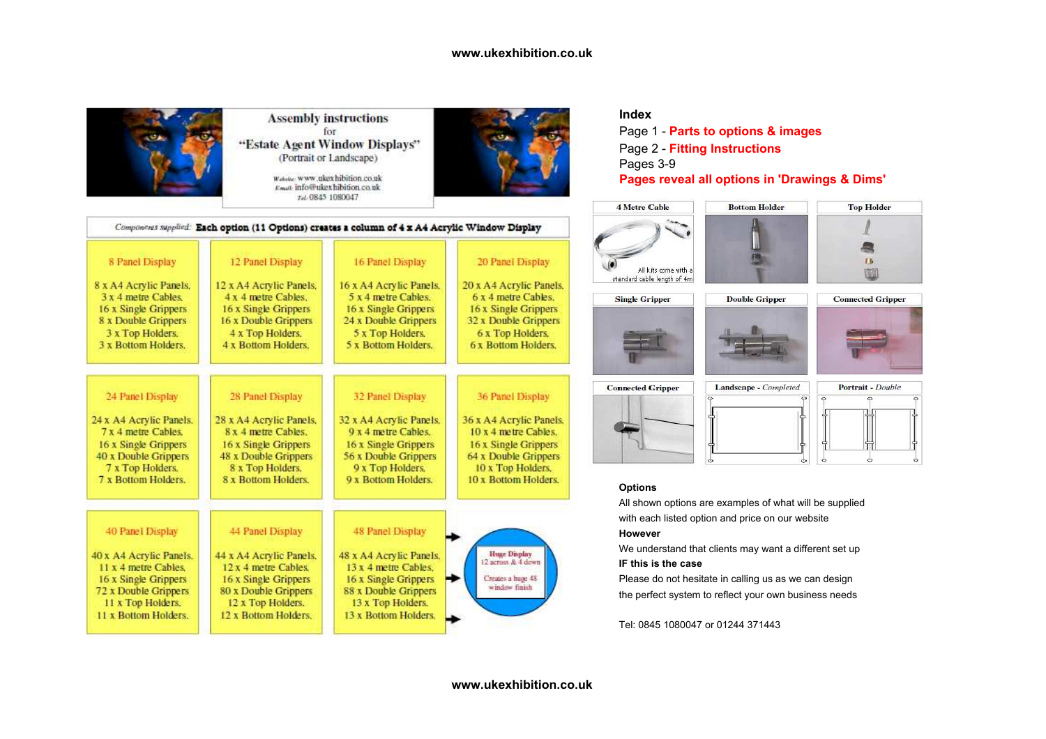# Assembly instructions

for

## "Estate Agent Window Displays"

(Portrait or Landscape)

Website: www.ukexhibition.co.uk
Email: info@ukexhibition.co.uk
Tel: 0845 1080047

*Components supplied:* **Each option (11 Options) creates a column of 4 x A4 Acrylic Window Display**

| 8 Panel Display | 12 Panel Display | 16 Panel Display | 20 Panel Display |
|---|---|---|---|
| 8 x A4 Acrylic Panels. 3 x 4 metre Cables. 16 x Single Grippers 8 x Double Grippers 3 x Top Holders. 3 x Bottom Holders. | 12 x A4 Acrylic Panels. 4 x 4 metre Cables. 16 x Single Grippers 16 x Double Grippers 4 x Top Holders. 4 x Bottom Holders. | 16 x A4 Acrylic Panels. 5 x 4 metre Cables. 16 x Single Grippers 24 x Double Grippers 5 x Top Holders. 5 x Bottom Holders. | 20 x A4 Acrylic Panels. 6 x 4 metre Cables. 16 x Single Grippers 32 x Double Grippers 6 x Top Holders. 6 x Bottom Holders. |

| 24 Panel Display | 28 Panel Display | 32 Panel Display | 36 Panel Display |
|---|---|---|---|
| 24 x A4 Acrylic Panels. 7 x 4 metre Cables. 16 x Single Grippers 40 x Double Grippers 7 x Top Holders. 7 x Bottom Holders. | 28 x A4 Acrylic Panels. 8 x 4 metre Cables. 16 x Single Grippers 48 x Double Grippers 8 x Top Holders. 8 x Bottom Holders. | 32 x A4 Acrylic Panels. 9 x 4 metre Cables. 16 x Single Grippers 56 x Double Grippers 9 x Top Holders. 9 x Bottom Holders. | 36 x A4 Acrylic Panels. 10 x 4 metre Cables. 16 x Single Grippers 64 x Double Grippers 10 x Top Holders. 10 x Bottom Holders. |

| 40 Panel Display | 44 Panel Display | 48 Panel Display |
|---|---|---|
| 40 x A4 Acrylic Panels. 11 x 4 metre Cables. 16 x Single Grippers 72 x Double Grippers 11 x Top Holders. 11 x Bottom Holders. | 44 x A4 Acrylic Panels. 12 x 4 metre Cables. 16 x Single Grippers 80 x Double Grippers 12 x Top Holders. 12 x Bottom Holders. | 48 x A4 Acrylic Panels. 13 x 4 metre Cables. 16 x Single Grippers 88 x Double Grippers 13 x Top Holders. 13 x Bottom Holders. |

**Huge Display**
12 across & 4 down

Creates a huge 48 window finish

**Index**

Page 1 - **Parts to options & images**
Page 2 - **Fitting Instructions**
Pages 3-9
**Pages reveal all options in 'Drawings & Dims'**

4 Metre Cable — All kits come with a standard cable length of 4m

Bottom Holder

Top Holder

Single Gripper

Double Gripper

Connected Gripper

Connected Gripper

Landscape - *Completed*

Portrait - *Double*

**Options**

All shown options are examples of what will be supplied with each listed option and price on our website

**However**

We understand that clients may want a different set up

**IF this is the case**

Please do not hesitate in calling us as we can design the perfect system to reflect your own business needs

Tel: 0845 1080047 or 01244 371443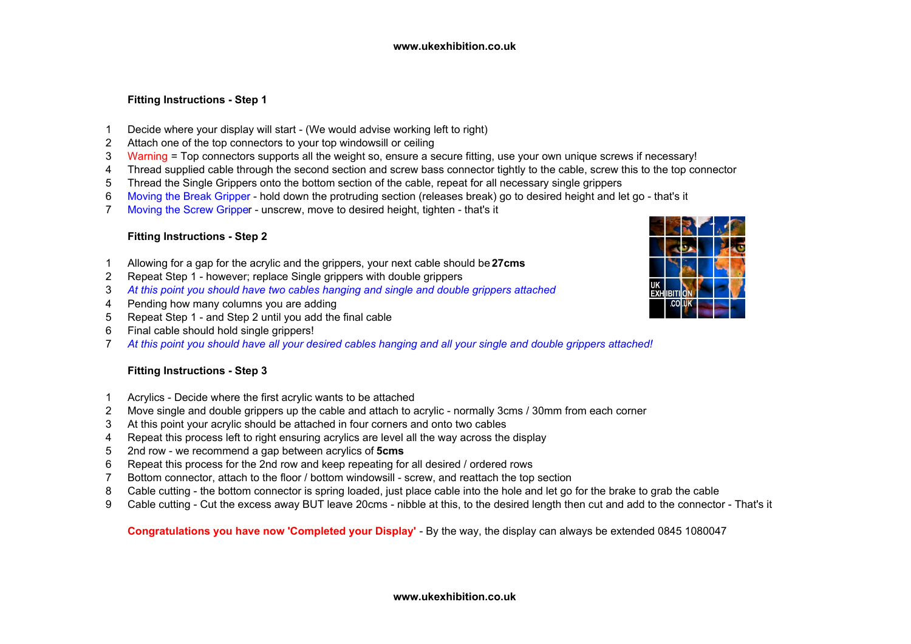### Fitting Instructions - Step 1

1. Decide where your display will start - (We would advise working left to right)
2. Attach one of the top connectors to your top windowsill or ceiling
3. Warning = Top connectors supports all the weight so, ensure a secure fitting, use your own unique screws if necessary!
4. Thread supplied cable through the second section and screw bass connector tightly to the cable, screw this to the top connector
5. Thread the Single Grippers onto the bottom section of the cable, repeat for all necessary single grippers
6. Moving the Break Gripper - hold down the protruding section (releases break) go to desired height and let go - that's it
7. Moving the Screw Gripper - unscrew, move to desired height, tighten - that's it

### Fitting Instructions - Step 2

1. Allowing for a gap for the acrylic and the grippers, your next cable should be **27cms**
2. Repeat Step 1 - however; replace Single grippers with double grippers
3. *At this point you should have two cables hanging and single and double grippers attached*
4. Pending how many columns you are adding
5. Repeat Step 1 - and Step 2 until you add the final cable
6. Final cable should hold single grippers!
7. *At this point you should have all your desired cables hanging and all your single and double grippers attached!*

### Fitting Instructions - Step 3

1. Acrylics - Decide where the first acrylic wants to be attached
2. Move single and double grippers up the cable and attach to acrylic - normally 3cms / 30mm from each corner
3. At this point your acrylic should be attached in four corners and onto two cables
4. Repeat this process left to right ensuring acrylics are level all the way across the display
5. 2nd row - we recommend a gap between acrylics of **5cms**
6. Repeat this process for the 2nd row and keep repeating for all desired / ordered rows
7. Bottom connector, attach to the floor / bottom windowsill - screw, and reattach the top section
8. Cable cutting - the bottom connector is spring loaded, just place cable into the hole and let go for the brake to grab the cable
9. Cable cutting - Cut the excess away BUT leave 20cms - nibble at this, to the desired length then cut and add to the connector - That's it

**Congratulations you have now 'Completed your Display'** - By the way, the display can always be extended 0845 1080047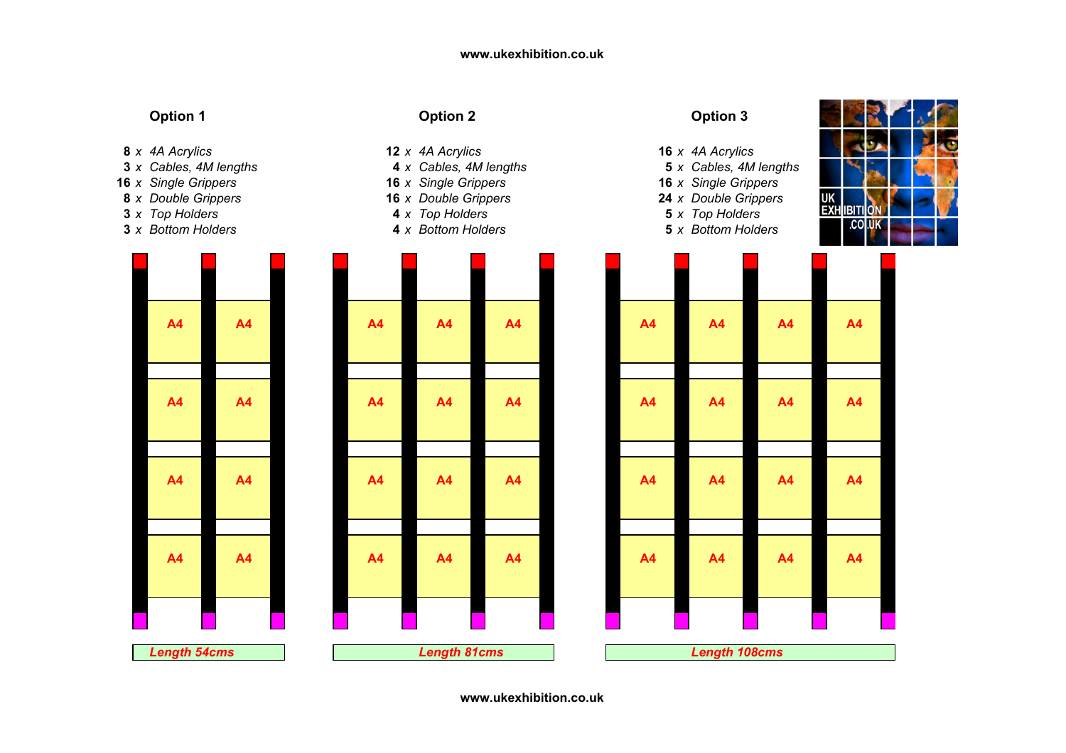### Option 1

- **8** *x 4A Acrylics*
- **3** *x Cables, 4M lengths*
- **16** *x Single Grippers*
- **8** *x Double Grippers*
- **3** *x Top Holders*
- **3** *x Bottom Holders*

| A4 | A4 |
|---|---|
| A4 | A4 |
| A4 | A4 |
| A4 | A4 |
| A4 | A4 |

***Length 54cms***

### Option 2

- **12** *x 4A Acrylics*
- **4** *x Cables, 4M lengths*
- **16** *x Single Grippers*
- **16** *x Double Grippers*
- **4** *x Top Holders*
- **4** *x Bottom Holders*

| A4 | A4 | A4 |
|---|---|---|
| A4 | A4 | A4 |
| A4 | A4 | A4 |
| A4 | A4 | A4 |
| A4 | A4 | A4 |

***Length 81cms***

### Option 3

- **16** *x 4A Acrylics*
- **5** *x Cables, 4M lengths*
- **16** *x Single Grippers*
- **24** *x Double Grippers*
- **5** *x Top Holders*
- **5** *x Bottom Holders*

| A4 | A4 | A4 | A4 |
|---|---|---|---|
| A4 | A4 | A4 | A4 |
| A4 | A4 | A4 | A4 |
| A4 | A4 | A4 | A4 |
| A4 | A4 | A4 | A4 |

***Length 108cms***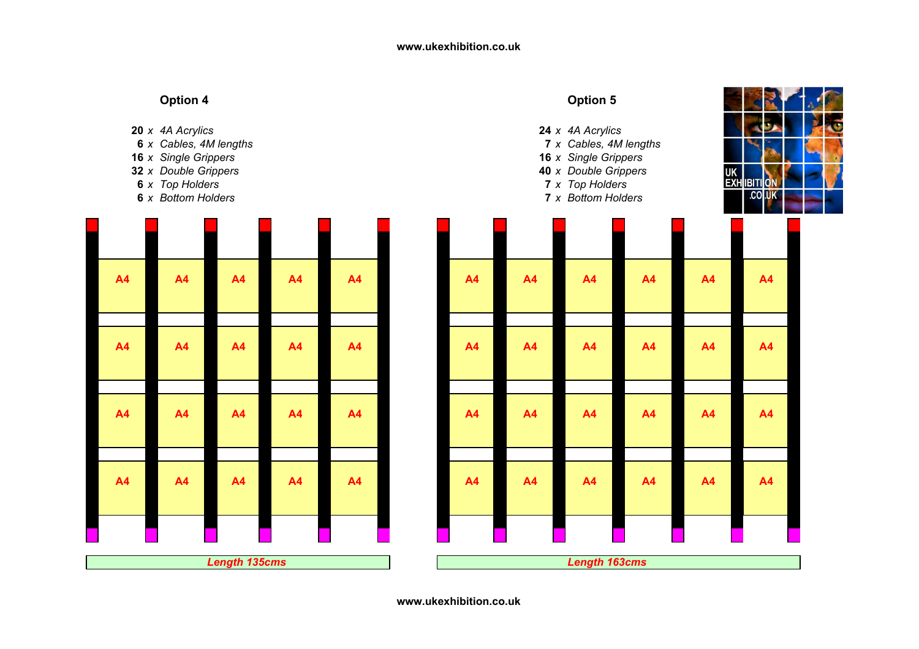## Option 4

**20** *x 4A Acrylics*
**6** *x Cables, 4M lengths*
**16** *x Single Grippers*
**32** *x Double Grippers*
**6** *x Top Holders*
**6** *x Bottom Holders*

| A4 | A4 | A4 | A4 | A4 |
|---|---|---|---|---|
| A4 | A4 | A4 | A4 | A4 |
| A4 | A4 | A4 | A4 | A4 |
| A4 | A4 | A4 | A4 | A4 |

***Length 135cms***

## Option 5

**24** *x 4A Acrylics*
**7** *x Cables, 4M lengths*
**16** *x Single Grippers*
**40** *x Double Grippers*
**7** *x Top Holders*
**7** *x Bottom Holders*

| A4 | A4 | A4 | A4 | A4 | A4 |
|---|---|---|---|---|---|
| A4 | A4 | A4 | A4 | A4 | A4 |
| A4 | A4 | A4 | A4 | A4 | A4 |
| A4 | A4 | A4 | A4 | A4 | A4 |

***Length 163cms***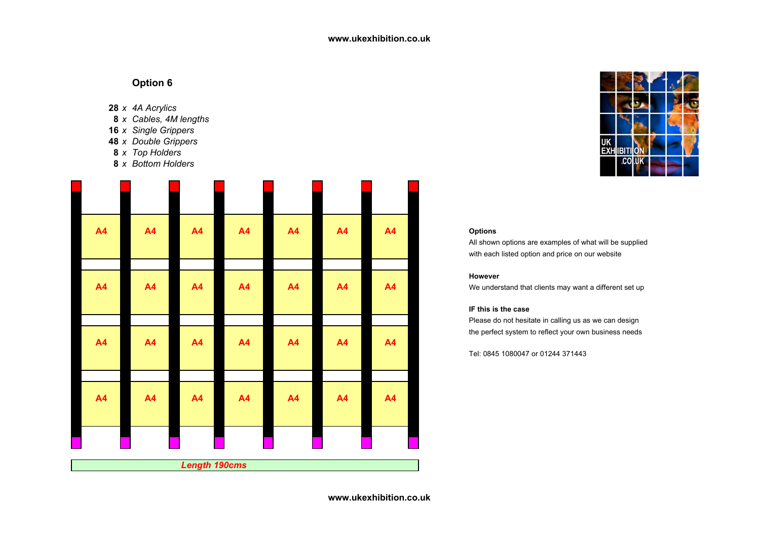## Option 6

- **28** *x 4A Acrylics*
- **8** *x Cables, 4M lengths*
- **16** *x Single Grippers*
- **48** *x Double Grippers*
- **8** *x Top Holders*
- **8** *x Bottom Holders*

| A4 | A4 | A4 | A4 | A4 | A4 | A4 |
|---|---|---|---|---|---|---|
| A4 | A4 | A4 | A4 | A4 | A4 | A4 |
| A4 | A4 | A4 | A4 | A4 | A4 | A4 |
| A4 | A4 | A4 | A4 | A4 | A4 | A4 |

*Length 190cms*

**Options**

All shown options are examples of what will be supplied with each listed option and price on our website

**However**

We understand that clients may want a different set up

**IF this is the case**

Please do not hesitate in calling us as we can design the perfect system to reflect your own business needs

Tel: 0845 1080047 or 01244 371443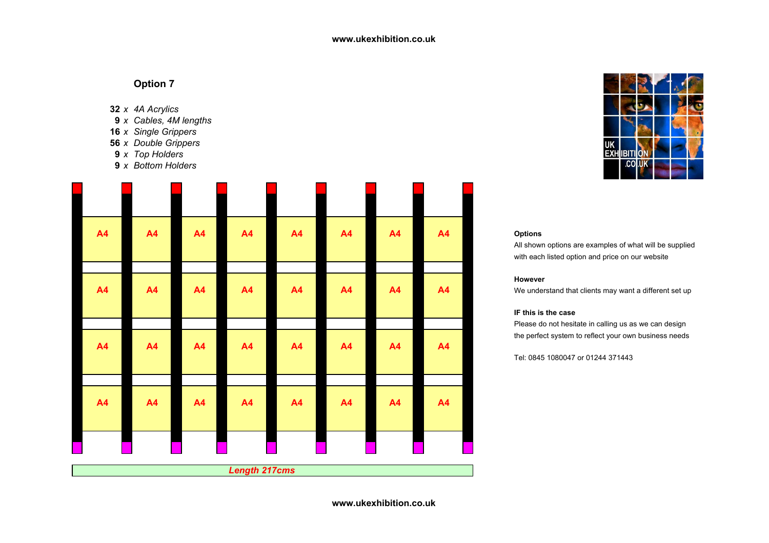## Option 7

**32** *x 4A Acrylics*
**9** *x Cables, 4M lengths*
**16** *x Single Grippers*
**56** *x Double Grippers*
**9** *x Top Holders*
**9** *x Bottom Holders*

| A4 | A4 | A4 | A4 | A4 | A4 | A4 | A4 |
|---|---|---|---|---|---|---|---|
| A4 | A4 | A4 | A4 | A4 | A4 | A4 | A4 |
| A4 | A4 | A4 | A4 | A4 | A4 | A4 | A4 |
| A4 | A4 | A4 | A4 | A4 | A4 | A4 | A4 |

***Length 217cms***

**Options**
All shown options are examples of what will be supplied with each listed option and price on our website

**However**
We understand that clients may want a different set up

**IF this is the case**
Please do not hesitate in calling us as we can design the perfect system to reflect your own business needs

Tel: 0845 1080047 or 01244 371443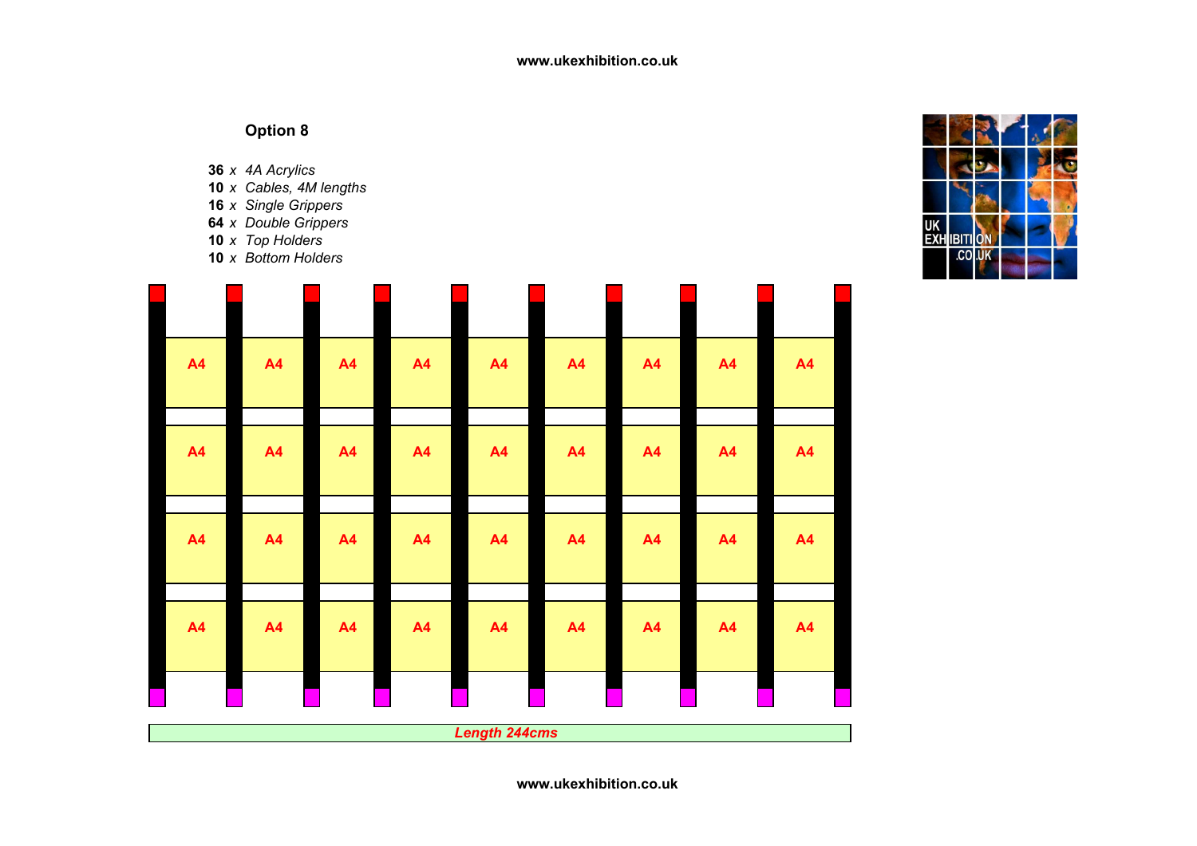## Option 8

**36** *x 4A Acrylics*
**10** *x Cables, 4M lengths*
**16** *x Single Grippers*
**64** *x Double Grippers*
**10** *x Top Holders*
**10** *x Bottom Holders*

| A4 | A4 | A4 | A4 | A4 | A4 | A4 | A4 | A4 |
|---|---|---|---|---|---|---|---|---|
| A4 | A4 | A4 | A4 | A4 | A4 | A4 | A4 | A4 |
| A4 | A4 | A4 | A4 | A4 | A4 | A4 | A4 | A4 |
| A4 | A4 | A4 | A4 | A4 | A4 | A4 | A4 | A4 |

*Length 244cms*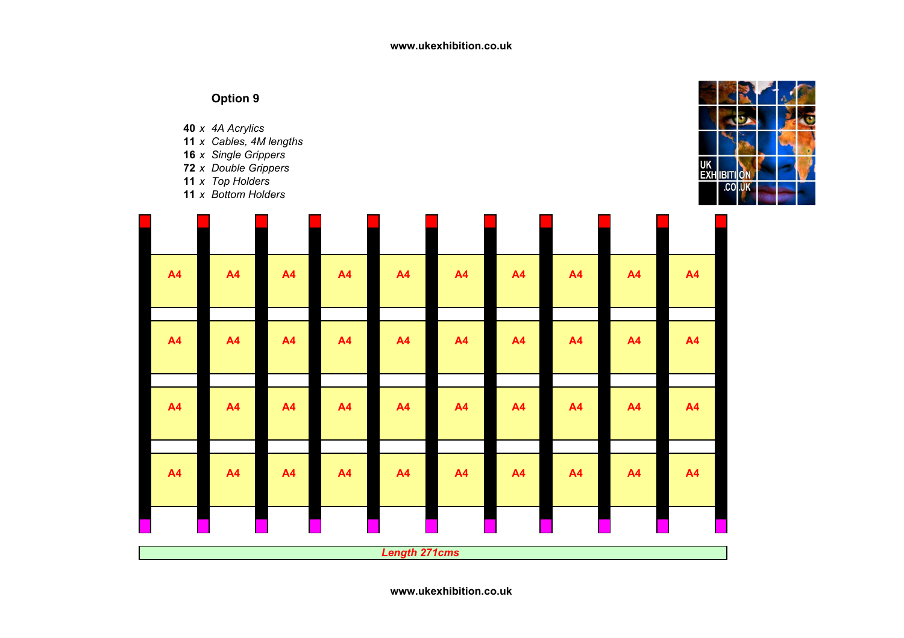## Option 9

**40** *x 4A Acrylics*
**11** *x Cables, 4M lengths*
**16** *x Single Grippers*
**72** *x Double Grippers*
**11** *x Top Holders*
**11** *x Bottom Holders*

| A4 | A4 | A4 | A4 | A4 | A4 | A4 | A4 | A4 | A4 |
|---|---|---|---|---|---|---|---|---|---|
| A4 | A4 | A4 | A4 | A4 | A4 | A4 | A4 | A4 | A4 |
| A4 | A4 | A4 | A4 | A4 | A4 | A4 | A4 | A4 | A4 |
| A4 | A4 | A4 | A4 | A4 | A4 | A4 | A4 | A4 | A4 |

*Length 271cms*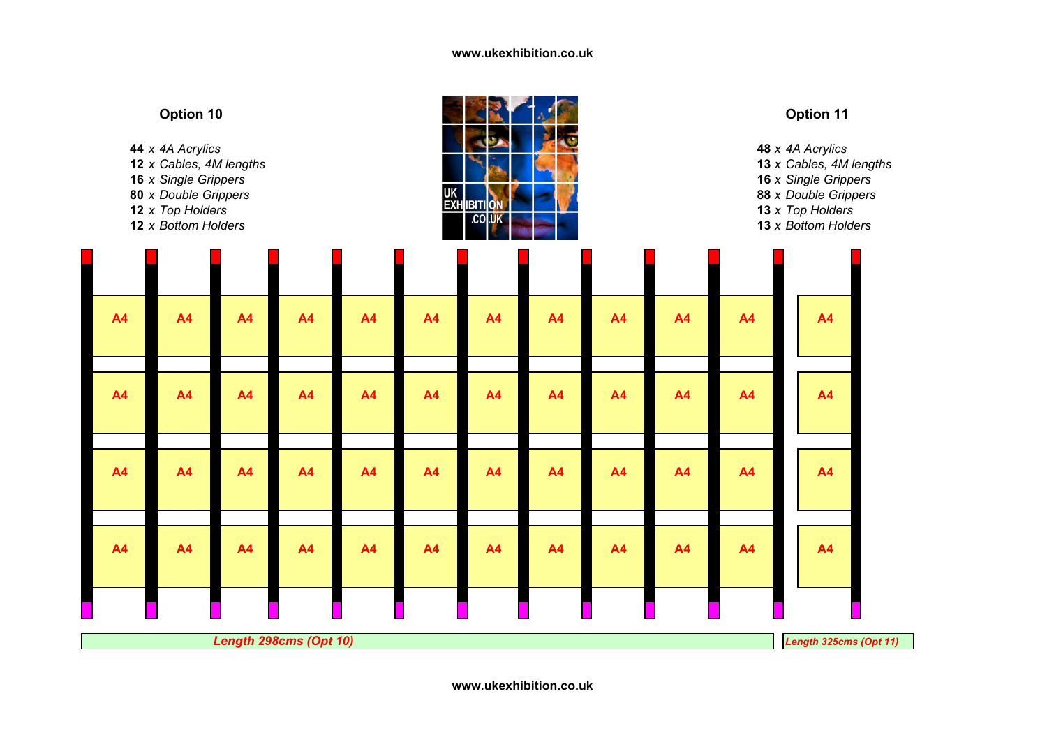### Option 10

**44** *x 4A Acrylics*
**12** *x Cables, 4M lengths*
**16** *x Single Grippers*
**80** *x Double Grippers*
**12** *x Top Holders*
**12** *x Bottom Holders*

### Option 11

**48** *x 4A Acrylics*
**13** *x Cables, 4M lengths*
**16** *x Single Grippers*
**88** *x Double Grippers*
**13** *x Top Holders*
**13** *x Bottom Holders*

A4 A4 A4 A4 A4 A4 A4 A4 A4 A4 A4 A4

A4 A4 A4 A4 A4 A4 A4 A4 A4 A4 A4 A4

A4 A4 A4 A4 A4 A4 A4 A4 A4 A4 A4 A4

A4 A4 A4 A4 A4 A4 A4 A4 A4 A4 A4 A4

***Length 298cms (Opt 10)***

***Length 325cms (Opt 11)***

www.ukexhibition.co.uk